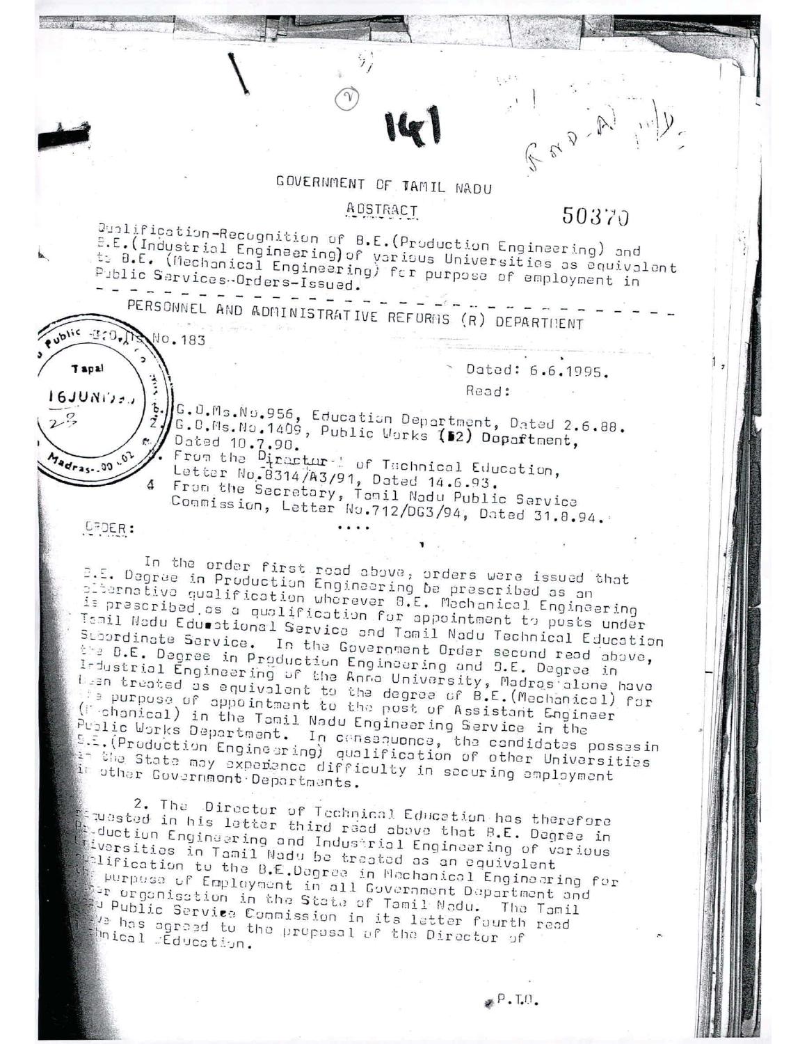GOVERNMENT OF TAMIL NADU

ABSTRACT

50370

Qualification-Recognition of B.E.(Production Engineering) and B.E.(Industrial Engineering) of various Universities as equivalent to B.E. (Mechanical Engineering) for purpose of employment in Public Services-Orders-Issued.

---

PERSONNEL AND ADMINISTRATIVE REFORMS (R) DEPARTMENT

G.O.Ms.No.183

Dated: 6.6.1995.

Read:

1. G.O.Ms.No.956, Education Department, Dated 2.6.88.
2. G.O.Ms.No.1409, Public Works (B2) Department, Dated 10.7.90.
3. From the Director of Technical Education, Letter No.8314/A3/91, Dated 14.6.93.
4. From the Secretary, Tamil Nadu Public Service Commission, Letter No.712/DG3/94, Dated 31.8.94.

....

ORDER:

In the order first read above, orders were issued that B.E. Degree in Production Engineering be prescribed as an alternative qualification wherever B.E. Mechanical Engineering is prescribed as a qualification for appointment to posts under Tamil Nadu Educational Service and Tamil Nadu Technical Education Subordinate Service. In the Government Order second read above, the B.E. Degree in Production Engineering and B.E. Degree in Industrial Engineering of the Anna University, Madras alone have been treated as equivalent to the degree of B.E.(Mechanical) for the purpose of appointment to the post of Assistant Engineer (Mechanical) in the Tamil Nadu Engineering Service in the Public Works Department. In consequence, the candidates possessing B.E.(Production Engineering) qualification of other Universities in the State may experience difficulty in securing employment in other Government Departments.

2. The Director of Technical Education has therefore requested in his letter third read above that B.E. Degree in Production Engineering and Industrial Engineering of various Universities in Tamil Nadu be treated as an equivalent qualification to the B.E.Degree in Mechanical Engineering for the purpose of Employment in all Government Department and other organisation in the State of Tamil Nadu. The Tamil Nadu Public Service Commission in its letter fourth read above has agreed to the proposal of the Director of Technical Education.

P.T.O.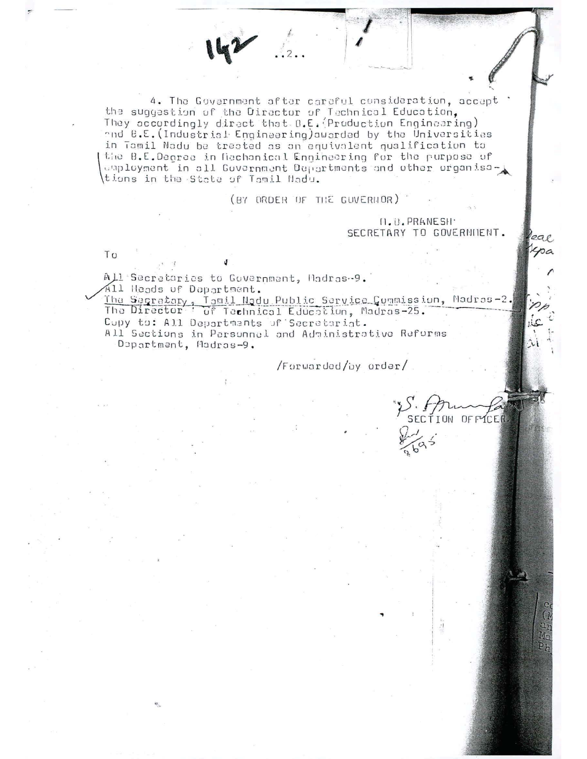4. The Government after careful consideration, accept the suggestion of the Director of Technical Education, They accordingly direct that B.E. (Production Engineering) and B.E. (Industrial Engineering) awarded by the Universities in Tamil Nadu be treated as an equivalent qualification to the B.E. Degree in Mechanical Engineering for the purpose of employment in all Government Departments and other organisations in the State of Tamil Nadu.

(BY ORDER OF THE GOVERNOR)

M.B. PRANESH
SECRETARY TO GOVERNMENT.

To

All Secretaries to Government, Madras-9.
All Heads of Department.
The Secretary, Tamil Nadu Public Service Commission, Madras-2.
The Director of Technical Education, Madras-25.
Copy to: All Departments of Secretariat.
All Sections in Personnel and Administrative Reforms Department, Madras-9.

/Forwarded/by order/

SECTION OFFICER.